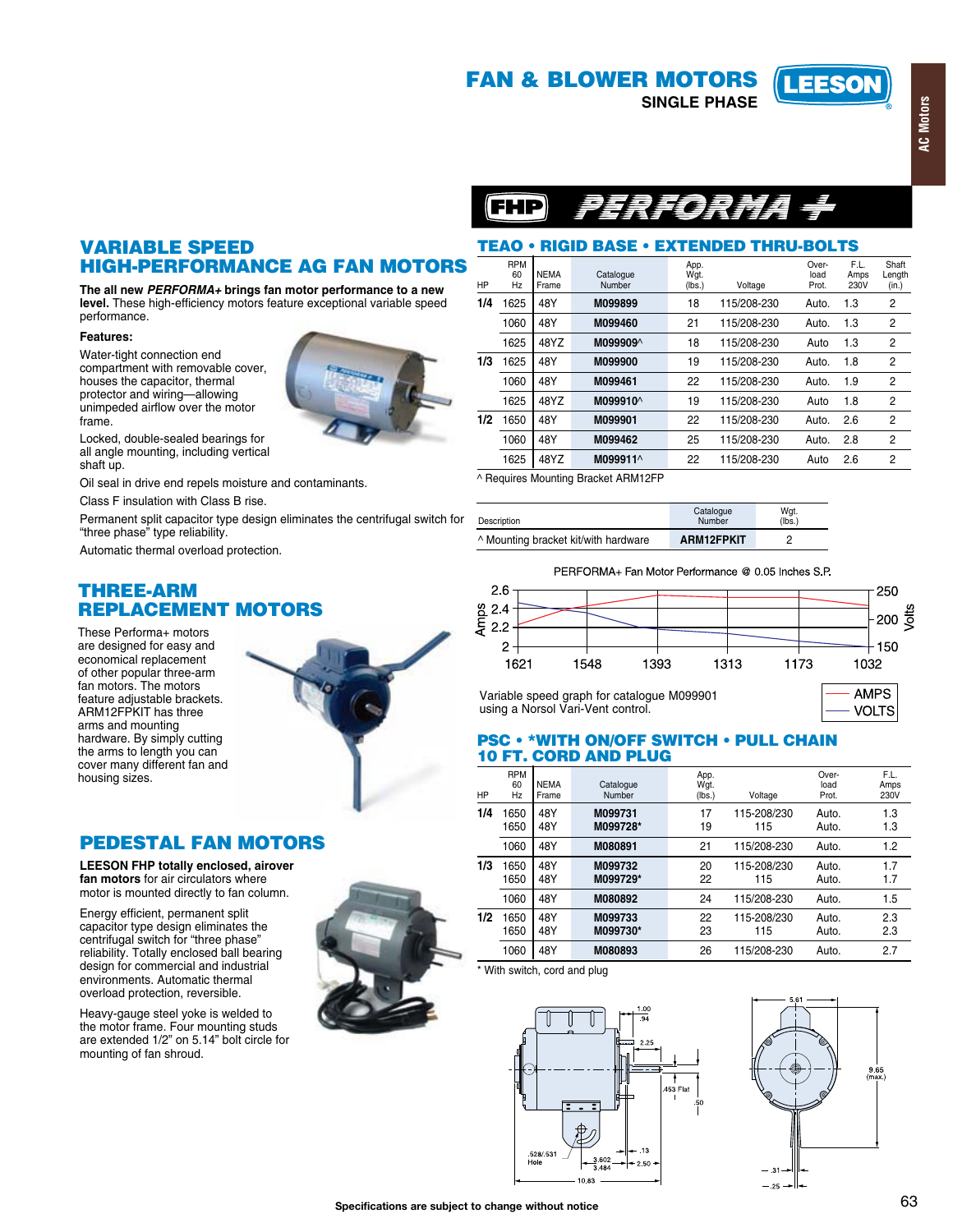# FAN & BLOWER MOTORS

**SINGLE PHASE**

LEESON

AC Motors

## VARIABLE SPEED HIGH-PERFORMANCE AG FAN MOTORS

**The all new *PERFORMA+* brings fan motor performance to a new level.** These high-efficiency motors feature exceptional variable speed performance.

**Features:**

Water-tight connection end compartment with removable cover, houses the capacitor, thermal protector and wiring—allowing unimpeded airflow over the motor frame.

Locked, double-sealed bearings for all angle mounting, including vertical shaft up.

Oil seal in drive end repels moisture and contaminants.

Class F insulation with Class B rise.

Permanent split capacitor type design eliminates the centrifugal switch for "three phase" type reliability.

Automatic thermal overload protection.

## THREE-ARM REPLACEMENT MOTORS

These Performa+ motors are designed for easy and economical replacement of other popular three-arm fan motors. The motors feature adjustable brackets. ARM12FPKIT has three arms and mounting hardware. By simply cutting the arms to length you can cover many different fan and housing sizes.

## PEDESTAL FAN MOTORS

**LEESON FHP totally enclosed, airover fan motors** for air circulators where motor is mounted directly to fan column.

Energy efficient, permanent split capacitor type design eliminates the centrifugal switch for "three phase" reliability. Totally enclosed ball bearing design for commercial and industrial environments. Automatic thermal overload protection, reversible.

Heavy-gauge steel yoke is welded to the motor frame. Four mounting studs are extended 1/2" on 5.14" bolt circle for mounting of fan shroud.

## FHP PERFORMA +

### TEAO • RIGID BASE • EXTENDED THRU-BOLTS

| HP | RPM 60 Hz | NEMA Frame | Catalogue Number | App. Wgt. (lbs.) | Voltage | Over-load Prot. | F.L. Amps 230V | Shaft Length (in.) |
|---|---|---|---|---|---|---|---|---|
| 1/4 | 1625 | 48Y | **M099899** | 18 | 115/208-230 | Auto. | 1.3 | 2 |
| | 1060 | 48Y | **M099460** | 21 | 115/208-230 | Auto. | 1.3 | 2 |
| | 1625 | 48YZ | **M099909^** | 18 | 115/208-230 | Auto | 1.3 | 2 |
| 1/3 | 1625 | 48Y | **M099900** | 19 | 115/208-230 | Auto. | 1.8 | 2 |
| | 1060 | 48Y | **M099461** | 22 | 115/208-230 | Auto. | 1.9 | 2 |
| | 1625 | 48YZ | **M099910^** | 19 | 115/208-230 | Auto | 1.8 | 2 |
| 1/2 | 1650 | 48Y | **M099901** | 22 | 115/208-230 | Auto. | 2.6 | 2 |
| | 1060 | 48Y | **M099462** | 25 | 115/208-230 | Auto. | 2.8 | 2 |
| | 1625 | 48YZ | **M099911^** | 22 | 115/208-230 | Auto | 2.6 | 2 |

^ Requires Mounting Bracket ARM12FP

| Description | Catalogue Number | Wgt. (lbs.) |
|---|---|---|
| ^ Mounting bracket kit/with hardware | **ARM12FPKIT** | 2 |

PERFORMA+ Fan Motor Performance @ 0.05 Inches S.P.

Variable speed graph for catalogue M099901 using a Norsol Vari-Vent control.

### PSC • *WITH ON/OFF SWITCH • PULL CHAIN 10 FT. CORD AND PLUG

| HP | RPM 60 Hz | NEMA Frame | Catalogue Number | App. Wgt. (lbs.) | Voltage | Over-load Prot. | F.L. Amps 230V |
|---|---|---|---|---|---|---|---|
| 1/4 | 1650 | 48Y | **M099731** | 17 | 115-208/230 | Auto. | 1.3 |
| | 1650 | 48Y | **M099728*** | 19 | 115 | Auto. | 1.3 |
| | 1060 | 48Y | **M080891** | 21 | 115/208-230 | Auto. | 1.2 |
| 1/3 | 1650 | 48Y | **M099732** | 20 | 115-208/230 | Auto. | 1.7 |
| | 1650 | 48Y | **M099729*** | 22 | 115 | Auto. | 1.7 |
| | 1060 | 48Y | **M080892** | 24 | 115/208-230 | Auto. | 1.5 |
| 1/2 | 1650 | 48Y | **M099733** | 22 | 115-208/230 | Auto. | 2.3 |
| | 1650 | 48Y | **M099730*** | 23 | 115 | Auto. | 2.3 |
| | 1060 | 48Y | **M080893** | 26 | 115/208-230 | Auto. | 2.7 |

\* With switch, cord and plug

Specifications are subject to change without notice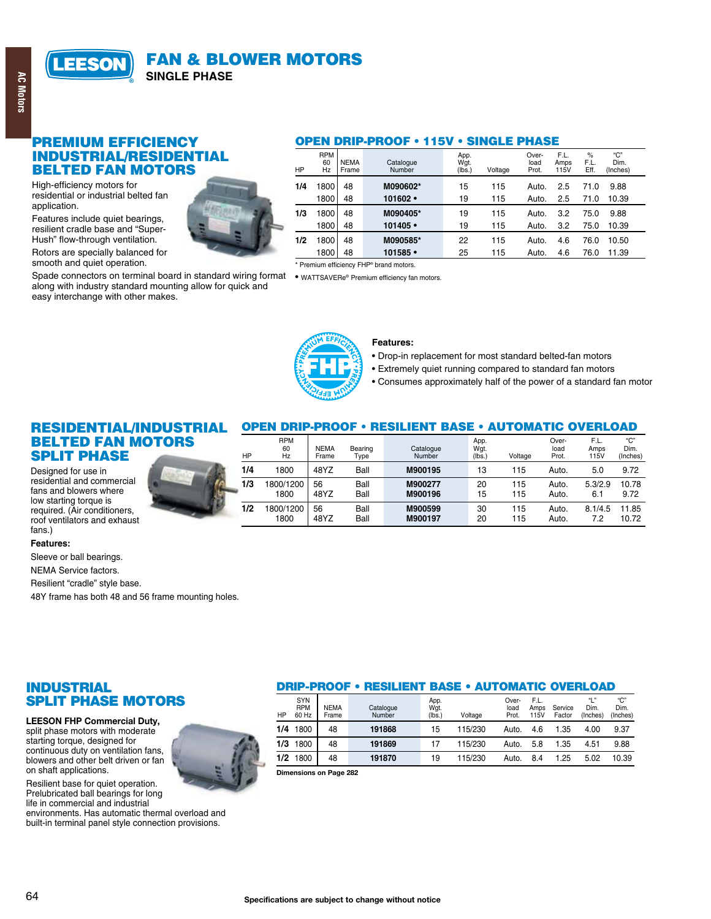# FAN & BLOWER MOTORS

## SINGLE PHASE

## PREMIUM EFFICIENCY INDUSTRIAL/RESIDENTIAL BELTED FAN MOTORS

High-efficiency motors for residential or industrial belted fan application.

Features include quiet bearings, resilient cradle base and "Super-Hush" flow-through ventilation.

Rotors are specially balanced for smooth and quiet operation.

Spade connectors on terminal board in standard wiring format along with industry standard mounting allow for quick and easy interchange with other makes.

### OPEN DRIP-PROOF • 115V • SINGLE PHASE

| HP | RPM 60 Hz | NEMA Frame | Catalogue Number | App. Wgt. (lbs.) | Voltage | Over-load Prot. | F.L. Amps 115V | % F.L. Eff. | "C" Dim. (Inches) |
|---|---|---|---|---|---|---|---|---|---|
| 1/4 | 1800 | 48 | **M090602*** | 15 | 115 | Auto. | 2.5 | 71.0 | 9.88 |
| | 1800 | 48 | **101602 •** | 19 | 115 | Auto. | 2.5 | 71.0 | 10.39 |
| 1/3 | 1800 | 48 | **M090405*** | 19 | 115 | Auto. | 3.2 | 75.0 | 9.88 |
| | 1800 | 48 | **101405 •** | 19 | 115 | Auto. | 3.2 | 75.0 | 10.39 |
| 1/2 | 1800 | 48 | **M090585*** | 22 | 115 | Auto. | 4.6 | 76.0 | 10.50 |
| | 1800 | 48 | **101585 •** | 25 | 115 | Auto. | 4.6 | 76.0 | 11.39 |

* Premium efficiency FHP® brand motors.

• WATTSAVERe® Premium efficiency fan motors.

**Features:**

- Drop-in replacement for most standard belted-fan motors
- Extremely quiet running compared to standard fan motors
- Consumes approximately half of the power of a standard fan motor

## RESIDENTIAL/INDUSTRIAL BELTED FAN MOTORS SPLIT PHASE

Designed for use in residential and commercial fans and blowers where low starting torque is required. (Air conditioners, roof ventilators and exhaust fans.)

**Features:**

Sleeve or ball bearings.

NEMA Service factors.

Resilient "cradle" style base.

48Y frame has both 48 and 56 frame mounting holes.

### OPEN DRIP-PROOF • RESILIENT BASE • AUTOMATIC OVERLOAD

| HP | RPM 60 Hz | NEMA Frame | Bearing Type | Catalogue Number | App. Wgt. (lbs.) | Voltage | Over-load Prot. | F.L. Amps 115V | "C" Dim. (Inches) |
|---|---|---|---|---|---|---|---|---|---|
| 1/4 | 1800 | 48YZ | Ball | **M900195** | 13 | 115 | Auto. | 5.0 | 9.72 |
| 1/3 | 1800/1200 | 56 | Ball | **M900277** | 20 | 115 | Auto. | 5.3/2.9 | 10.78 |
| | 1800 | 48YZ | Ball | **M900196** | 15 | 115 | Auto. | 6.1 | 9.72 |
| 1/2 | 1800/1200 | 56 | Ball | **M900599** | 30 | 115 | Auto. | 8.1/4.5 | 11.85 |
| | 1800 | 48YZ | Ball | **M900197** | 20 | 115 | Auto. | 7.2 | 10.72 |

## INDUSTRIAL SPLIT PHASE MOTORS

**LEESON FHP Commercial Duty,** split phase motors with moderate starting torque, designed for continuous duty on ventilation fans, blowers and other belt driven or fan on shaft applications.

Resilient base for quiet operation. Prelubricated ball bearings for long life in commercial and industrial environments. Has automatic thermal overload and built-in terminal panel style connection provisions.

### DRIP-PROOF • RESILIENT BASE • AUTOMATIC OVERLOAD

| HP | SYN RPM 60 Hz | NEMA Frame | Catalogue Number | App. Wgt. (lbs.) | Voltage | Over-load Prot. | F.L. Amps 115V | Service Factor | "L" Dim. (Inches) | "C" Dim. (Inches) |
|---|---|---|---|---|---|---|---|---|---|---|
| 1/4 | 1800 | 48 | **191868** | 15 | 115/230 | Auto. | 4.6 | 1.35 | 4.00 | 9.37 |
| 1/3 | 1800 | 48 | **191869** | 17 | 115/230 | Auto. | 5.8 | 1.35 | 4.51 | 9.88 |
| 1/2 | 1800 | 48 | **191870** | 19 | 115/230 | Auto. | 8.4 | 1.25 | 5.02 | 10.39 |

**Dimensions on Page 282**

**Specifications are subject to change without notice**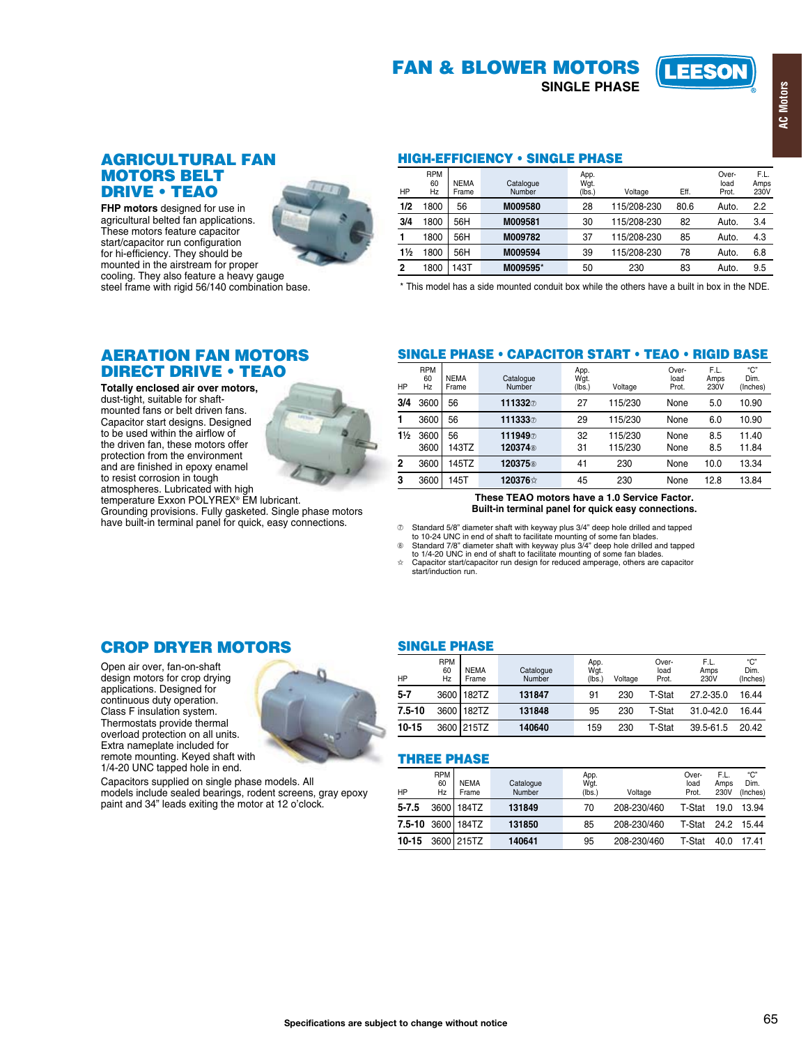# FAN & BLOWER MOTORS

**SINGLE PHASE**

## AGRICULTURAL FAN MOTORS BELT DRIVE • TEAO

**FHP motors** designed for use in agricultural belted fan applications. These motors feature capacitor start/capacitor run configuration for hi-efficiency. They should be mounted in the airstream for proper cooling. They also feature a heavy gauge steel frame with rigid 56/140 combination base.

### HIGH-EFFICIENCY • SINGLE PHASE

| HP | RPM 60 Hz | NEMA Frame | Catalogue Number | App. Wgt. (lbs.) | Voltage | Eff. | Over-load Prot. | F.L. Amps 230V |
|---|---|---|---|---|---|---|---|---|
| **1/2** | 1800 | 56 | **M009580** | 28 | 115/208-230 | 80.6 | Auto. | 2.2 |
| **3/4** | 1800 | 56H | **M009581** | 30 | 115/208-230 | 82 | Auto. | 3.4 |
| **1** | 1800 | 56H | **M009782** | 37 | 115/208-230 | 85 | Auto. | 4.3 |
| **1½** | 1800 | 56H | **M009594** | 39 | 115/208-230 | 78 | Auto. | 6.8 |
| **2** | 1800 | 143T | **M009595*** | 50 | 230 | 83 | Auto. | 9.5 |

* This model has a side mounted conduit box while the others have a built in box in the NDE.

## AERATION FAN MOTORS DIRECT DRIVE • TEAO

**Totally enclosed air over motors,** dust-tight, suitable for shaft-mounted fans or belt driven fans. Capacitor start designs. Designed to be used within the airflow of the driven fan, these motors offer protection from the environment and are finished in epoxy enamel to resist corrosion in tough atmospheres. Lubricated with high temperature Exxon POLYREX® EM lubricant. Grounding provisions. Fully gasketed. Single phase motors have built-in terminal panel for quick, easy connections.

### SINGLE PHASE • CAPACITOR START • TEAO • RIGID BASE

| HP | RPM 60 Hz | NEMA Frame | Catalogue Number | App. Wgt. (lbs.) | Voltage | Over-load Prot. | F.L. Amps 230V | "C" Dim. (Inches) |
|---|---|---|---|---|---|---|---|---|
| **3/4** | 3600 | 56 | **111332**⑦ | 27 | 115/230 | None | 5.0 | 10.90 |
| **1** | 3600 | 56 | **111333**⑦ | 29 | 115/230 | None | 6.0 | 10.90 |
| **1½** | 3600 | 56 | **111949**⑦ | 32 | 115/230 | None | 8.5 | 11.40 |
| | 3600 | 143TZ | **120374**⑧ | 31 | 115/230 | None | 8.5 | 11.84 |
| **2** | 3600 | 145TZ | **120375**⑧ | 41 | 230 | None | 10.0 | 13.34 |
| **3** | 3600 | 145T | **120376**☆ | 45 | 230 | None | 12.8 | 13.84 |

**These TEAO motors have a 1.0 Service Factor.**
**Built-in terminal panel for quick, easy connections.**

⑦ Standard 5/8" diameter shaft with keyway plus 3/4" deep hole drilled and tapped to 10-24 UNC in end of shaft to facilitate mounting of some fan blades.
⑧ Standard 7/8" diameter shaft with keyway plus 3/4" deep hole drilled and tapped to 1/4-20 UNC in end of shaft to facilitate mounting of some fan blades.
☆ Capacitor start/capacitor run design for reduced amperage, others are capacitor start/induction run.

## CROP DRYER MOTORS

Open air over, fan-on-shaft design motors for crop drying applications. Designed for continuous duty operation. Class F insulation system. Thermostats provide thermal overload protection on all units. Extra nameplate included for remote mounting. Keyed shaft with 1/4-20 UNC tapped hole in end.

Capacitors supplied on single phase models. All models include sealed bearings, rodent screens, gray epoxy paint and 34" leads exiting the motor at 12 o'clock.

### SINGLE PHASE

| HP | RPM 60 Hz | NEMA Frame | Catalogue Number | App. Wgt. (lbs.) | Voltage | Over-load Prot. | F.L. Amps 230V | "C" Dim. (Inches) |
|---|---|---|---|---|---|---|---|---|
| **5-7** | 3600 | 182TZ | **131847** | 91 | 230 | T-Stat | 27.2-35.0 | 16.44 |
| **7.5-10** | 3600 | 182TZ | **131848** | 95 | 230 | T-Stat | 31.0-42.0 | 16.44 |
| **10-15** | 3600 | 215TZ | **140640** | 159 | 230 | T-Stat | 39.5-61.5 | 20.42 |

### THREE PHASE

| HP | RPM 60 Hz | NEMA Frame | Catalogue Number | App. Wgt. (lbs.) | Voltage | Over-load Prot. | F.L. Amps 230V | "C" Dim. (Inches) |
|---|---|---|---|---|---|---|---|---|
| **5-7.5** | 3600 | 184TZ | **131849** | 70 | 208-230/460 | T-Stat | 19.0 | 13.94 |
| **7.5-10** | 3600 | 184TZ | **131850** | 85 | 208-230/460 | T-Stat | 24.2 | 15.44 |
| **10-15** | 3600 | 215TZ | **140641** | 95 | 208-230/460 | T-Stat | 40.0 | 17.41 |

**Specifications are subject to change without notice**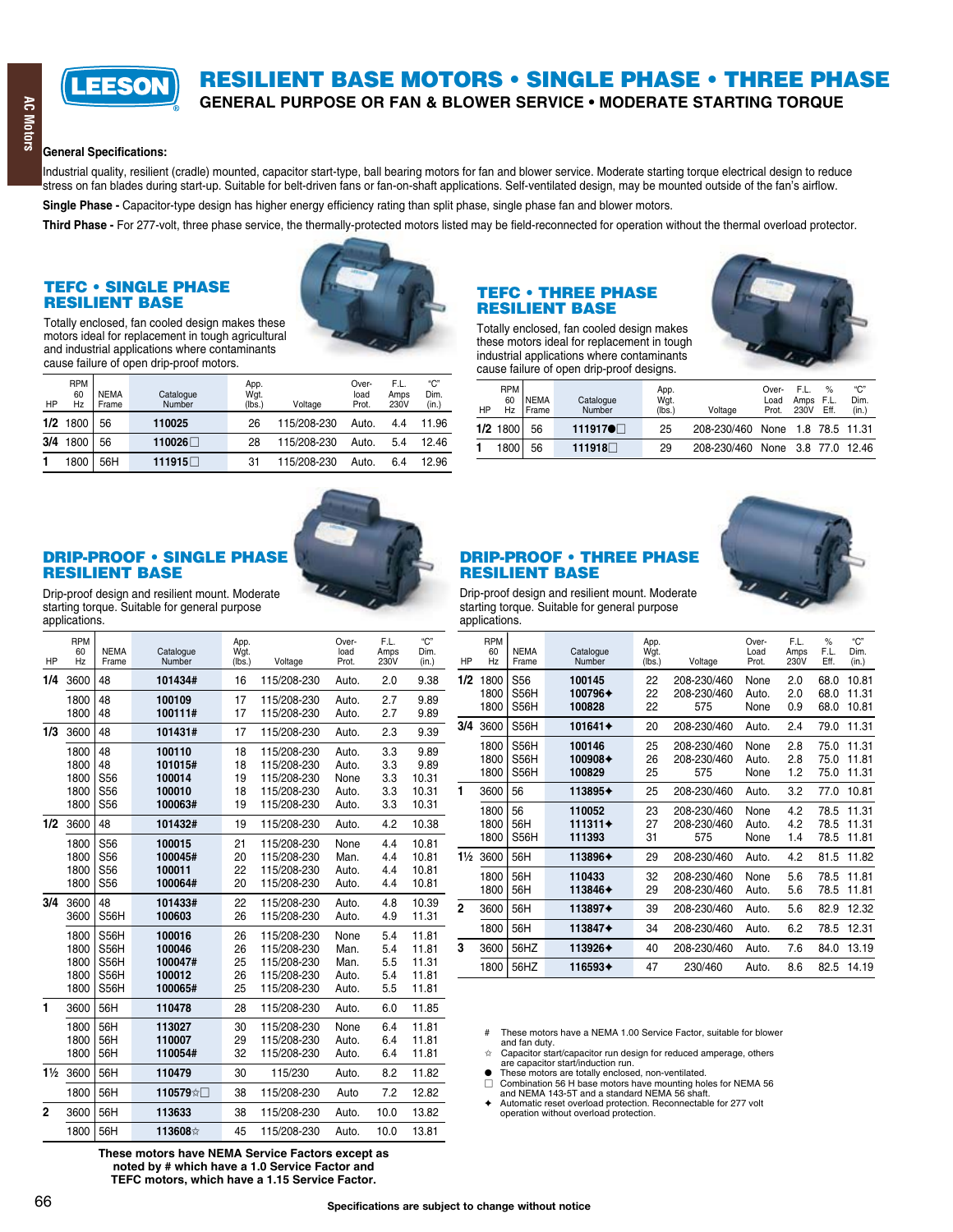# RESILIENT BASE MOTORS • SINGLE PHASE • THREE PHASE

## GENERAL PURPOSE OR FAN & BLOWER SERVICE • MODERATE STARTING TORQUE

**General Specifications:**

Industrial quality, resilient (cradle) mounted, capacitor start-type, ball bearing motors for fan and blower service. Moderate starting torque electrical design to reduce stress on fan blades during start-up. Suitable for belt-driven fans or fan-on-shaft applications. Self-ventilated design, may be mounted outside of the fan's airflow.

**Single Phase -** Capacitor-type design has higher energy efficiency rating than split phase, single phase fan and blower motors.

**Third Phase -** For 277-volt, three phase service, the thermally-protected motors listed may be field-reconnected for operation without the thermal overload protector.

### TEFC • SINGLE PHASE RESILIENT BASE

Totally enclosed, fan cooled design makes these motors ideal for replacement in tough agricultural and industrial applications where contaminants cause failure of open drip-proof motors.

| HP | RPM 60 Hz | NEMA Frame | Catalogue Number | App. Wgt. (lbs.) | Voltage | Over-load Prot. | F.L. Amps 230V | "C" Dim. (in.) |
|---|---|---|---|---|---|---|---|---|
| 1/2 | 1800 | 56 | 110025 | 26 | 115/208-230 | Auto. | 4.4 | 11.96 |
| 3/4 | 1800 | 56 | 110026□ | 28 | 115/208-230 | Auto. | 5.4 | 12.46 |
| 1 | 1800 | 56H | 111915□ | 31 | 115/208-230 | Auto. | 6.4 | 12.96 |

### TEFC • THREE PHASE RESILIENT BASE

Totally enclosed, fan cooled design makes these motors ideal for replacement in tough industrial applications where contaminants cause failure of open drip-proof designs.

| HP | RPM 60 Hz | NEMA Frame | Catalogue Number | App. Wgt. (lbs.) | Voltage | Over-Load Prot. | F.L. Amps 230V | % F.L. Eff. | "C" Dim. (in.) |
|---|---|---|---|---|---|---|---|---|---|
| 1/2 | 1800 | 56 | 111917●□ | 25 | 208-230/460 | None | 1.8 | 78.5 | 11.31 |
| 1 | 1800 | 56 | 111918□ | 29 | 208-230/460 | None | 3.8 | 77.0 | 12.46 |

### DRIP-PROOF • SINGLE PHASE RESILIENT BASE

Drip-proof design and resilient mount. Moderate starting torque. Suitable for general purpose applications.

| HP | RPM 60 Hz | NEMA Frame | Catalogue Number | App. Wgt. (lbs.) | Voltage | Over-load Prot. | F.L. Amps 230V | "C" Dim. (in.) |
|---|---|---|---|---|---|---|---|---|
| 1/4 | 3600 | 48 | 101434# | 16 | 115/208-230 | Auto. | 2.0 | 9.38 |
| | 1800 | 48 | 100109 | 17 | 115/208-230 | Auto. | 2.7 | 9.89 |
| | 1800 | 48 | 100111# | 17 | 115/208-230 | Auto. | 2.7 | 9.89 |
| 1/3 | 3600 | 48 | 101431# | 17 | 115/208-230 | Auto. | 2.3 | 9.39 |
| | 1800 | 48 | 100110 | 18 | 115/208-230 | Auto. | 3.3 | 9.89 |
| | 1800 | 48 | 101015# | 18 | 115/208-230 | Auto. | 3.3 | 9.89 |
| | 1800 | S56 | 100014 | 19 | 115/208-230 | None | 3.3 | 10.31 |
| | 1800 | S56 | 100010 | 18 | 115/208-230 | Auto. | 3.3 | 10.31 |
| | 1800 | S56 | 100063# | 19 | 115/208-230 | Auto. | 3.3 | 10.31 |
| 1/2 | 3600 | 48 | 101432# | 19 | 115/208-230 | Auto. | 4.2 | 10.38 |
| | 1800 | S56 | 100015 | 21 | 115/208-230 | None | 4.4 | 10.81 |
| | 1800 | S56 | 100045# | 20 | 115/208-230 | Man. | 4.4 | 10.81 |
| | 1800 | S56 | 100011 | 22 | 115/208-230 | Auto. | 4.4 | 10.81 |
| | 1800 | S56 | 100064# | 20 | 115/208-230 | Auto. | 4.4 | 10.81 |
| 3/4 | 3600 | 48 | 101433# | 22 | 115/208-230 | Auto. | 4.8 | 10.39 |
| | 3600 | S56H | 100603 | 26 | 115/208-230 | Auto. | 4.9 | 11.31 |
| | 1800 | S56H | 100016 | 26 | 115/208-230 | None | 5.4 | 11.81 |
| | 1800 | S56H | 100046 | 26 | 115/208-230 | Man. | 5.4 | 11.81 |
| | 1800 | S56H | 100047# | 25 | 115/208-230 | Man. | 5.5 | 11.31 |
| | 1800 | S56H | 100012 | 26 | 115/208-230 | Auto. | 5.4 | 11.81 |
| | 1800 | S56H | 100065# | 25 | 115/208-230 | Auto. | 5.5 | 11.81 |
| 1 | 3600 | 56H | 110478 | 28 | 115/208-230 | Auto. | 6.0 | 11.85 |
| | 1800 | 56H | 113027 | 30 | 115/208-230 | None | 6.4 | 11.81 |
| | 1800 | 56H | 110007 | 29 | 115/208-230 | Auto. | 6.4 | 11.81 |
| | 1800 | 56H | 110054# | 32 | 115/208-230 | Auto. | 6.4 | 11.81 |
| 1½ | 3600 | 56H | 110479 | 30 | 115/230 | Auto. | 8.2 | 11.82 |
| | 1800 | 56H | 110579☆□ | 38 | 115/208-230 | Auto | 7.2 | 12.82 |
| 2 | 3600 | 56H | 113633 | 38 | 115/208-230 | Auto. | 10.0 | 13.82 |
| | 1800 | 56H | 113608☆ | 45 | 115/208-230 | Auto. | 10.0 | 13.81 |

**These motors have NEMA Service Factors except as noted by # which have a 1.0 Service Factor and TEFC motors, which have a 1.15 Service Factor.**

### DRIP-PROOF • THREE PHASE RESILIENT BASE

Drip-proof design and resilient mount. Moderate starting torque. Suitable for general purpose applications.

| HP | RPM 60 Hz | NEMA Frame | Catalogue Number | App. Wgt. (lbs.) | Voltage | Over-Load Prot. | F.L. Amps 230V | % F.L. Eff. | "C" Dim. (in.) |
|---|---|---|---|---|---|---|---|---|---|
| 1/2 | 1800 | S56 | 100145 | 22 | 208-230/460 | None | 2.0 | 68.0 | 10.81 |
| | 1800 | S56H | 100796✦ | 22 | 208-230/460 | Auto. | 2.0 | 68.0 | 11.31 |
| | 1800 | S56H | 100828 | 22 | 575 | None | 0.9 | 68.0 | 10.81 |
| 3/4 | 3600 | S56H | 101641✦ | 20 | 208-230/460 | Auto. | 2.4 | 79.0 | 11.31 |
| | 1800 | S56H | 100146 | 25 | 208-230/460 | None | 2.8 | 75.0 | 11.31 |
| | 1800 | S56H | 100908✦ | 26 | 208-230/460 | Auto. | 2.8 | 75.0 | 11.81 |
| | 1800 | S56H | 100829 | 25 | 575 | None | 1.2 | 75.0 | 11.31 |
| 1 | 3600 | 56 | 113895✦ | 25 | 208-230/460 | Auto. | 3.2 | 77.0 | 10.81 |
| | 1800 | 56 | 110052 | 23 | 208-230/460 | None | 4.2 | 78.5 | 11.31 |
| | 1800 | 56H | 111311✦ | 27 | 208-230/460 | Auto. | 4.2 | 78.5 | 11.31 |
| | 1800 | S56H | 111393 | 31 | 575 | None | 1.4 | 78.5 | 11.81 |
| 1½ | 3600 | 56H | 113896✦ | 29 | 208-230/460 | Auto. | 4.2 | 81.5 | 11.82 |
| | 1800 | 56H | 110433 | 32 | 208-230/460 | None | 5.6 | 78.5 | 11.81 |
| | 1800 | 56H | 113846✦ | 29 | 208-230/460 | Auto. | 5.6 | 78.5 | 11.81 |
| 2 | 3600 | 56H | 113897✦ | 39 | 208-230/460 | Auto. | 5.6 | 82.9 | 12.32 |
| | 1800 | 56H | 113847✦ | 34 | 208-230/460 | Auto. | 6.2 | 78.5 | 12.31 |
| 3 | 3600 | 56HZ | 113926✦ | 40 | 208-230/460 | Auto. | 7.6 | 84.0 | 13.19 |
| | 1800 | 56HZ | 116593✦ | 47 | 230/460 | Auto. | 8.6 | 82.5 | 14.19 |

- \# These motors have a NEMA 1.00 Service Factor, suitable for blower and fan duty.
- ☆ Capacitor start/capacitor run design for reduced amperage, others are capacitor start/induction run.
- ● These motors are totally enclosed, non-ventilated.
- □ Combination 56 H base motors have mounting holes for NEMA 56 and NEMA 143-5T and a standard NEMA 56 shaft.
- ✦ Automatic reset overload protection. Reconnectable for 277 volt operation without overload protection.

Specifications are subject to change without notice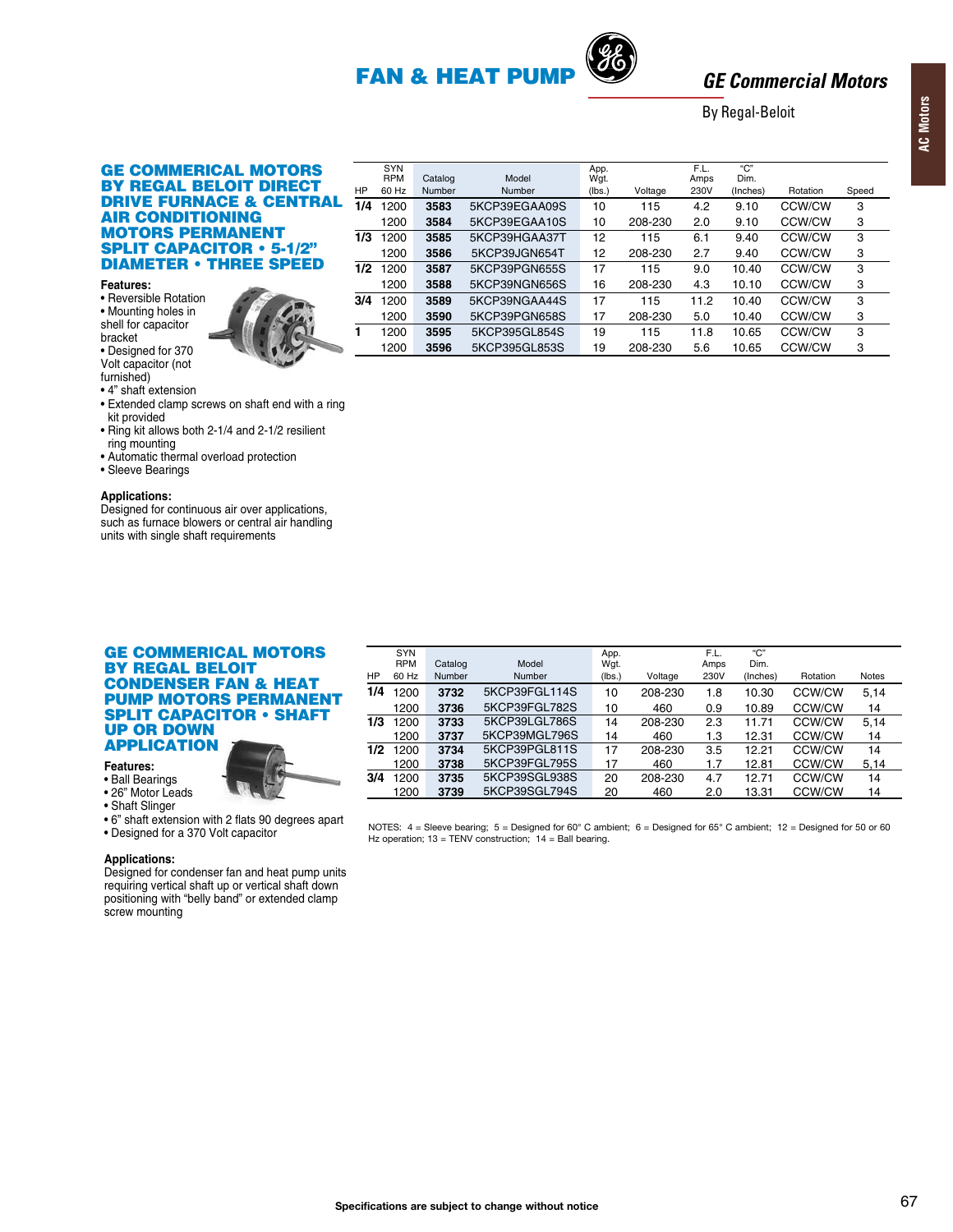# FAN & HEAT PUMP

## GE Commercial Motors

By Regal-Beloit

AC Motors

## GE COMMERICAL MOTORS BY REGAL BELOIT DIRECT DRIVE FURNACE & CENTRAL AIR CONDITIONING MOTORS PERMANENT SPLIT CAPACITOR • 5-1/2" DIAMETER • THREE SPEED

**Features:**
- Reversible Rotation
- Mounting holes in shell for capacitor bracket
- Designed for 370 Volt capacitor (not furnished)
- 4" shaft extension
- Extended clamp screws on shaft end with a ring kit provided
- Ring kit allows both 2-1/4 and 2-1/2 resilient ring mounting
- Automatic thermal overload protection
- Sleeve Bearings

**Applications:**
Designed for continuous air over applications, such as furnace blowers or central air handling units with single shaft requirements

| HP | SYN RPM 60 Hz | Catalog Number | Model Number | App. Wgt. (lbs.) | Voltage | F.L. Amps 230V | "C" Dim. (Inches) | Rotation | Speed |
|---|---|---|---|---|---|---|---|---|---|
| **1/4** | 1200 | **3583** | 5KCP39EGAA09S | 10 | 115 | 4.2 | 9.10 | CCW/CW | 3 |
| | 1200 | **3584** | 5KCP39EGAA10S | 10 | 208-230 | 2.0 | 9.10 | CCW/CW | 3 |
| **1/3** | 1200 | **3585** | 5KCP39HGAA37T | 12 | 115 | 6.1 | 9.40 | CCW/CW | 3 |
| | 1200 | **3586** | 5KCP39JGN654T | 12 | 208-230 | 2.7 | 9.40 | CCW/CW | 3 |
| **1/2** | 1200 | **3587** | 5KCP39PGN655S | 17 | 115 | 9.0 | 10.40 | CCW/CW | 3 |
| | 1200 | **3588** | 5KCP39NGN656S | 16 | 208-230 | 4.3 | 10.10 | CCW/CW | 3 |
| **3/4** | 1200 | **3589** | 5KCP39NGAA44S | 17 | 115 | 11.2 | 10.40 | CCW/CW | 3 |
| | 1200 | **3590** | 5KCP39PGN658S | 17 | 208-230 | 5.0 | 10.40 | CCW/CW | 3 |
| **1** | 1200 | **3595** | 5KCP395GL854S | 19 | 115 | 11.8 | 10.65 | CCW/CW | 3 |
| | 1200 | **3596** | 5KCP395GL853S | 19 | 208-230 | 5.6 | 10.65 | CCW/CW | 3 |

## GE COMMERICAL MOTORS BY REGAL BELOIT CONDENSER FAN & HEAT PUMP MOTORS PERMANENT SPLIT CAPACITOR • SHAFT UP OR DOWN APPLICATION

**Features:**
- Ball Bearings
- 26" Motor Leads
- Shaft Slinger
- 6" shaft extension with 2 flats 90 degrees apart
- Designed for a 370 Volt capacitor

**Applications:**
Designed for condenser fan and heat pump units requiring vertical shaft up or vertical shaft down positioning with "belly band" or extended clamp screw mounting

| HP | SYN RPM 60 Hz | Catalog Number | Model Number | App. Wgt. (lbs.) | Voltage | F.L. Amps 230V | "C" Dim. (Inches) | Rotation | Notes |
|---|---|---|---|---|---|---|---|---|---|
| **1/4** | 1200 | **3732** | 5KCP39FGL114S | 10 | 208-230 | 1.8 | 10.30 | CCW/CW | 5,14 |
| | 1200 | **3736** | 5KCP39FGL782S | 10 | 460 | 0.9 | 10.89 | CCW/CW | 14 |
| **1/3** | 1200 | **3733** | 5KCP39LGL786S | 14 | 208-230 | 2.3 | 11.71 | CCW/CW | 5,14 |
| | 1200 | **3737** | 5KCP39MGL796S | 14 | 460 | 1.3 | 12.31 | CCW/CW | 14 |
| **1/2** | 1200 | **3734** | 5KCP39PGL811S | 17 | 208-230 | 3.5 | 12.21 | CCW/CW | 14 |
| | 1200 | **3738** | 5KCP39FGL795S | 17 | 460 | 1.7 | 12.81 | CCW/CW | 5,14 |
| **3/4** | 1200 | **3735** | 5KCP39SGL938S | 20 | 208-230 | 4.7 | 12.71 | CCW/CW | 14 |
| | 1200 | **3739** | 5KCP39SGL794S | 20 | 460 | 2.0 | 13.31 | CCW/CW | 14 |

NOTES: 4 = Sleeve bearing; 5 = Designed for 60° C ambient; 6 = Designed for 65° C ambient; 12 = Designed for 50 or 60 Hz operation; 13 = TENV construction; 14 = Ball bearing.

Specifications are subject to change without notice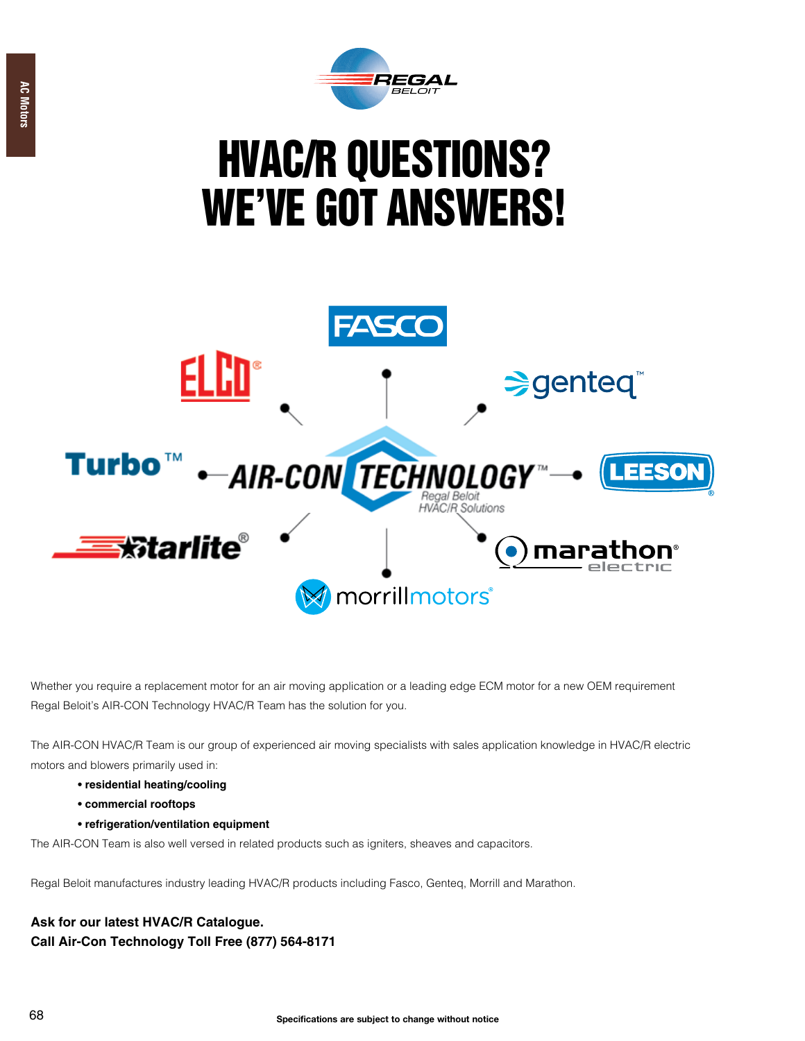# HVAC/R QUESTIONS? WE'VE GOT ANSWERS!

Whether you require a replacement motor for an air moving application or a leading edge ECM motor for a new OEM requirement Regal Beloit's AIR-CON Technology HVAC/R Team has the solution for you.

The AIR-CON HVAC/R Team is our group of experienced air moving specialists with sales application knowledge in HVAC/R electric motors and blowers primarily used in:

- **residential heating/cooling**
- **commercial rooftops**
- **refrigeration/ventilation equipment**

The AIR-CON Team is also well versed in related products such as igniters, sheaves and capacitors.

Regal Beloit manufactures industry leading HVAC/R products including Fasco, Genteq, Morrill and Marathon.

**Ask for our latest HVAC/R Catalogue.**
**Call Air-Con Technology Toll Free (877) 564-8171**

**Specifications are subject to change without notice**